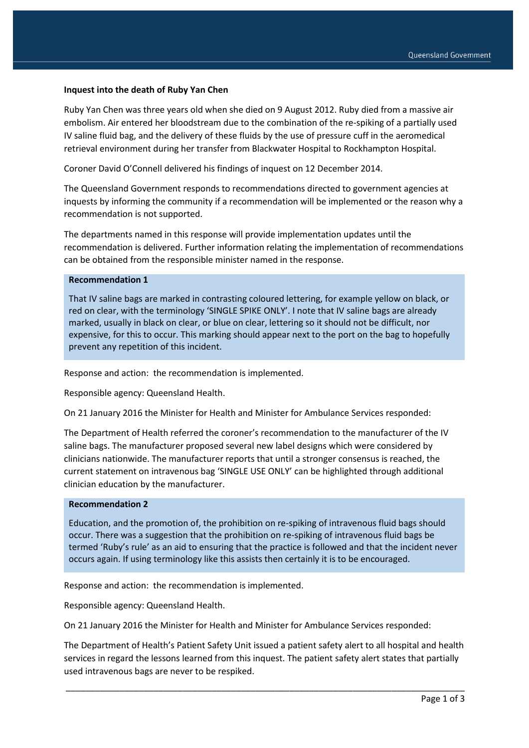**Inquest into the death of Ruby Yan Chen**

Ruby Yan Chen was three years old when she died on 9 August 2012. Ruby died from a massive air embolism. Air entered her bloodstream due to the combination of the re-spiking of a partially used IV saline fluid bag, and the delivery of these fluids by the use of pressure cuff in the aeromedical retrieval environment during her transfer from Blackwater Hospital to Rockhampton Hospital.

Coroner David O'Connell delivered his findings of inquest on 12 December 2014.

The Queensland Government responds to recommendations directed to government agencies at inquests by informing the community if a recommendation will be implemented or the reason why a recommendation is not supported.

The departments named in this response will provide implementation updates until the recommendation is delivered. Further information relating the implementation of recommendations can be obtained from the responsible minister named in the response.

**Recommendation 1**

That IV saline bags are marked in contrasting coloured lettering, for example yellow on black, or red on clear, with the terminology 'SINGLE SPIKE ONLY'. I note that IV saline bags are already marked, usually in black on clear, or blue on clear, lettering so it should not be difficult, nor expensive, for this to occur. This marking should appear next to the port on the bag to hopefully prevent any repetition of this incident.

Response and action: the recommendation is implemented.

Responsible agency: Queensland Health.

On 21 January 2016 the Minister for Health and Minister for Ambulance Services responded:

The Department of Health referred the coroner's recommendation to the manufacturer of the IV saline bags. The manufacturer proposed several new label designs which were considered by clinicians nationwide. The manufacturer reports that until a stronger consensus is reached, the current statement on intravenous bag 'SINGLE USE ONLY' can be highlighted through additional clinician education by the manufacturer.

**Recommendation 2**

Education, and the promotion of, the prohibition on re-spiking of intravenous fluid bags should occur. There was a suggestion that the prohibition on re-spiking of intravenous fluid bags be termed 'Ruby's rule' as an aid to ensuring that the practice is followed and that the incident never occurs again. If using terminology like this assists then certainly it is to be encouraged.

Response and action: the recommendation is implemented.

Responsible agency: Queensland Health.

On 21 January 2016 the Minister for Health and Minister for Ambulance Services responded:

The Department of Health's Patient Safety Unit issued a patient safety alert to all hospital and health services in regard the lessons learned from this inquest. The patient safety alert states that partially used intravenous bags are never to be respiked.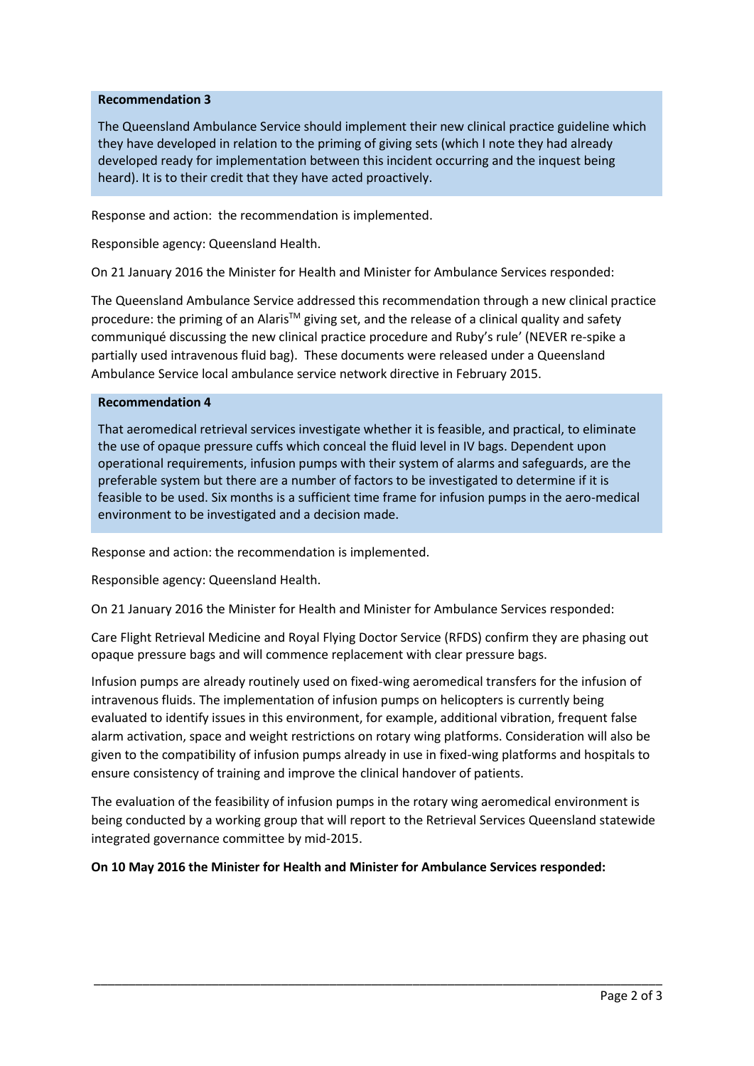**Recommendation 3**

The Queensland Ambulance Service should implement their new clinical practice guideline which they have developed in relation to the priming of giving sets (which I note they had already developed ready for implementation between this incident occurring and the inquest being heard). It is to their credit that they have acted proactively.

Response and action: the recommendation is implemented.

Responsible agency: Queensland Health.

On 21 January 2016 the Minister for Health and Minister for Ambulance Services responded:

The Queensland Ambulance Service addressed this recommendation through a new clinical practice procedure: the priming of an Alaris™ giving set, and the release of a clinical quality and safety communiqué discussing the new clinical practice procedure and Ruby's rule' (NEVER re-spike a partially used intravenous fluid bag). These documents were released under a Queensland Ambulance Service local ambulance service network directive in February 2015.

**Recommendation 4**

That aeromedical retrieval services investigate whether it is feasible, and practical, to eliminate the use of opaque pressure cuffs which conceal the fluid level in IV bags. Dependent upon operational requirements, infusion pumps with their system of alarms and safeguards, are the preferable system but there are a number of factors to be investigated to determine if it is feasible to be used. Six months is a sufficient time frame for infusion pumps in the aero-medical environment to be investigated and a decision made.

Response and action: the recommendation is implemented.

Responsible agency: Queensland Health.

On 21 January 2016 the Minister for Health and Minister for Ambulance Services responded:

Care Flight Retrieval Medicine and Royal Flying Doctor Service (RFDS) confirm they are phasing out opaque pressure bags and will commence replacement with clear pressure bags.

Infusion pumps are already routinely used on fixed-wing aeromedical transfers for the infusion of intravenous fluids. The implementation of infusion pumps on helicopters is currently being evaluated to identify issues in this environment, for example, additional vibration, frequent false alarm activation, space and weight restrictions on rotary wing platforms. Consideration will also be given to the compatibility of infusion pumps already in use in fixed-wing platforms and hospitals to ensure consistency of training and improve the clinical handover of patients.

The evaluation of the feasibility of infusion pumps in the rotary wing aeromedical environment is being conducted by a working group that will report to the Retrieval Services Queensland statewide integrated governance committee by mid-2015.

**On 10 May 2016 the Minister for Health and Minister for Ambulance Services responded:**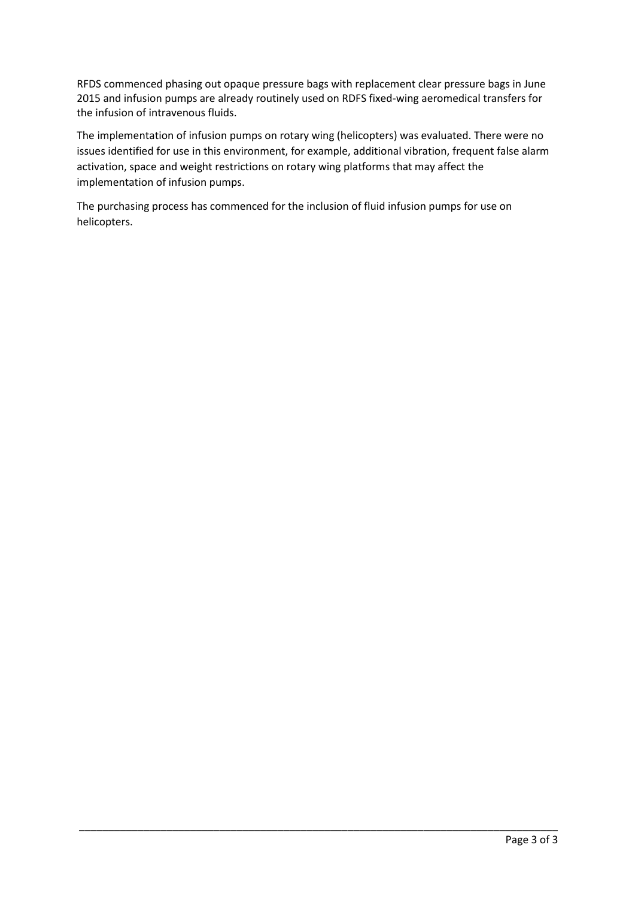RFDS commenced phasing out opaque pressure bags with replacement clear pressure bags in June 2015 and infusion pumps are already routinely used on RDFS fixed-wing aeromedical transfers for the infusion of intravenous fluids.

The implementation of infusion pumps on rotary wing (helicopters) was evaluated. There were no issues identified for use in this environment, for example, additional vibration, frequent false alarm activation, space and weight restrictions on rotary wing platforms that may affect the implementation of infusion pumps.

The purchasing process has commenced for the inclusion of fluid infusion pumps for use on helicopters.